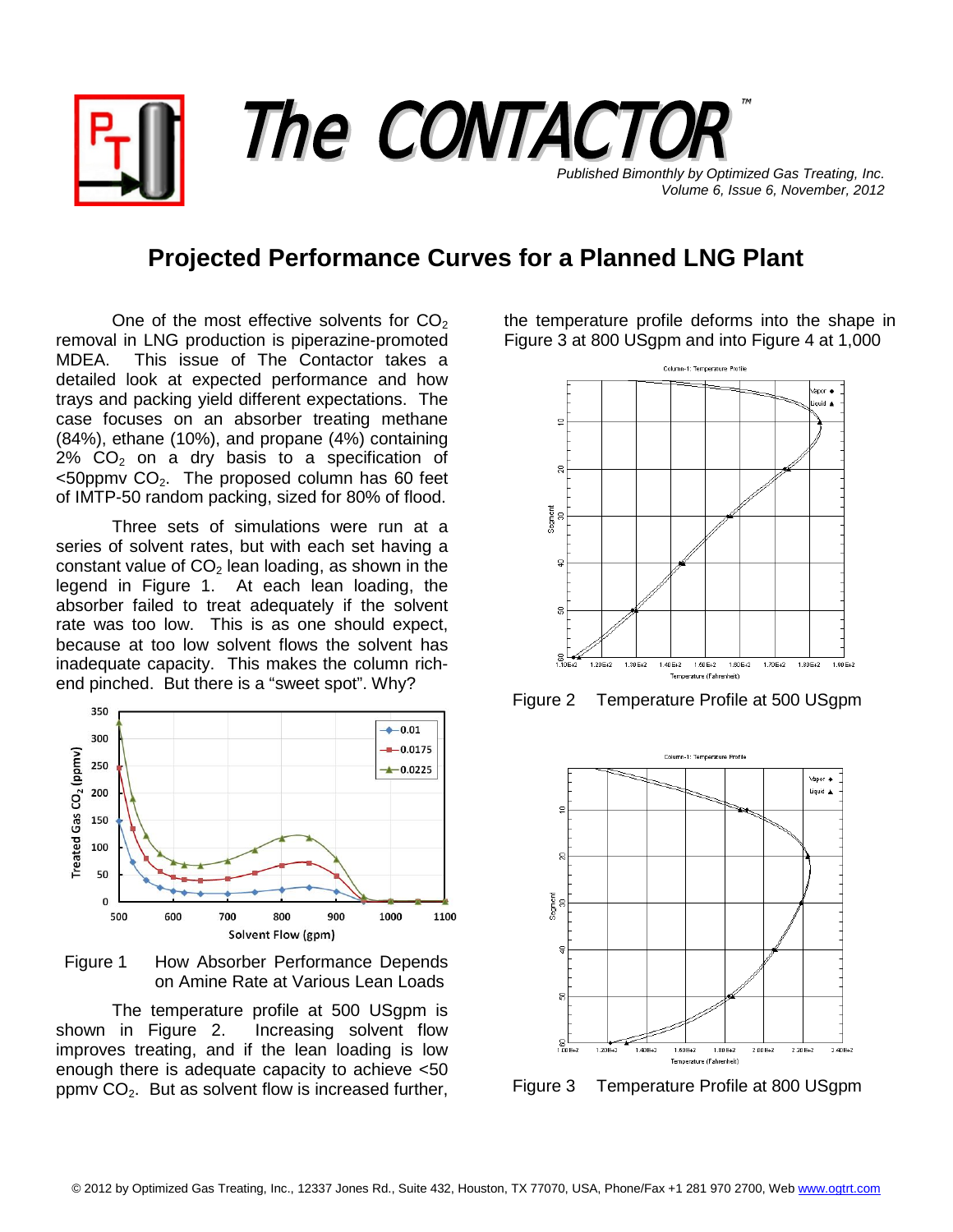# The CONTACTOR™

*Published Bimonthly by Optimized Gas Treating, Inc.*
*Volume 6, Issue 6, November, 2012*

## Projected Performance Curves for a Planned LNG Plant

One of the most effective solvents for $CO_2$ removal in LNG production is piperazine-promoted MDEA. This issue of The Contactor takes a detailed look at expected performance and how trays and packing yield different expectations. The case focuses on an absorber treating methane (84%), ethane (10%), and propane (4%) containing 2% $CO_2$ on a dry basis to a specification of <50ppmv $CO_2$. The proposed column has 60 feet of IMTP-50 random packing, sized for 80% of flood.

Three sets of simulations were run at a series of solvent rates, but with each set having a constant value of $CO_2$ lean loading, as shown in the legend in Figure 1. At each lean loading, the absorber failed to treat adequately if the solvent rate was too low. This is as one should expect, because at too low solvent flows the solvent has inadequate capacity. This makes the column rich-end pinched. But there is a "sweet spot". Why?

Figure 1 How Absorber Performance Depends on Amine Rate at Various Lean Loads

The temperature profile at 500 USgpm is shown in Figure 2. Increasing solvent flow improves treating, and if the lean loading is low enough there is adequate capacity to achieve <50 ppmv $CO_2$. But as solvent flow is increased further, the temperature profile deforms into the shape in Figure 3 at 800 USgpm and into Figure 4 at 1,000

Figure 2 Temperature Profile at 500 USgpm

Figure 3 Temperature Profile at 800 USgpm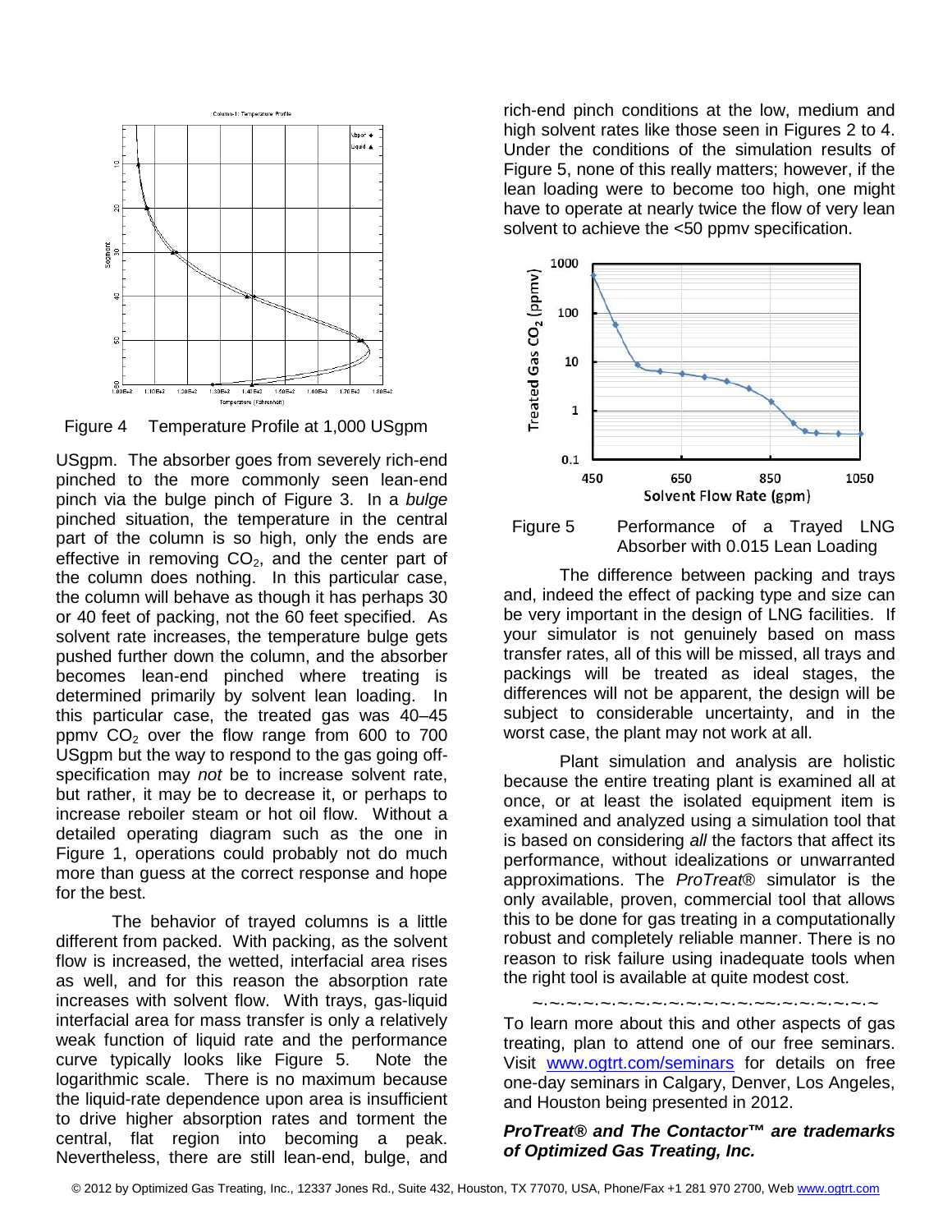Column-1: Temperature Profile

Vapor
Liquid

Segment

10
20
30
40
50
60

1.00E+2 1.10E+2 1.20E+2 1.30E+2 1.40E+2 1.50E+2 1.60E+2 1.70E+2 1.80E+2

Temperature (Fahrenheit)

Figure 4 Temperature Profile at 1,000 USgpm

USgpm. The absorber goes from severely rich-end pinched to the more commonly seen lean-end pinch via the bulge pinch of Figure 3. In a *bulge* pinched situation, the temperature in the central part of the column is so high, only the ends are effective in removing $CO_2$, and the center part of the column does nothing. In this particular case, the column will behave as though it has perhaps 30 or 40 feet of packing, not the 60 feet specified. As solvent rate increases, the temperature bulge gets pushed further down the column, and the absorber becomes lean-end pinched where treating is determined primarily by solvent lean loading. In this particular case, the treated gas was 40–45 ppmv $CO_2$ over the flow range from 600 to 700 USgpm but the way to respond to the gas going off-specification may *not* be to increase solvent rate, but rather, it may be to decrease it, or perhaps to increase reboiler steam or hot oil flow. Without a detailed operating diagram such as the one in Figure 1, operations could probably not do much more than guess at the correct response and hope for the best.

The behavior of trayed columns is a little different from packed. With packing, as the solvent flow is increased, the wetted, interfacial area rises as well, and for this reason the absorption rate increases with solvent flow. With trays, gas-liquid interfacial area for mass transfer is only a relatively weak function of liquid rate and the performance curve typically looks like Figure 5. Note the logarithmic scale. There is no maximum because the liquid-rate dependence upon area is insufficient to drive higher absorption rates and torment the central, flat region into becoming a peak. Nevertheless, there are still lean-end, bulge, and rich-end pinch conditions at the low, medium and high solvent rates like those seen in Figures 2 to 4. Under the conditions of the simulation results of Figure 5, none of this really matters; however, if the lean loading were to become too high, one might have to operate at nearly twice the flow of very lean solvent to achieve the <50 ppmv specification.

Treated Gas $CO_2$ (ppmv)

1000
100
10
1
0.1

450 650 850 1050

Solvent Flow Rate (gpm)

Figure 5 Performance of a Trayed LNG Absorber with 0.015 Lean Loading

The difference between packing and trays and, indeed the effect of packing type and size can be very important in the design of LNG facilities. If your simulator is not genuinely based on mass transfer rates, all of this will be missed, all trays and packings will be treated as ideal stages, the differences will not be apparent, the design will be subject to considerable uncertainty, and in the worst case, the plant may not work at all.

Plant simulation and analysis are holistic because the entire treating plant is examined all at once, or at least the isolated equipment item is examined and analyzed using a simulation tool that is based on considering *all* the factors that affect its performance, without idealizations or unwarranted approximations. The *ProTreat*® simulator is the only available, proven, commercial tool that allows this to be done for gas treating in a computationally robust and completely reliable manner. There is no reason to risk failure using inadequate tools when the right tool is available at quite modest cost.

~.~.~.~.~.~.~.~.~.~.~.~.~.~.~~.~.~.~.~.~.~.~

To learn more about this and other aspects of gas treating, plan to attend one of our free seminars. Visit www.ogtrt.com/seminars for details on free one-day seminars in Calgary, Denver, Los Angeles, and Houston being presented in 2012.

***ProTreat® and The Contactor™ are trademarks of Optimized Gas Treating, Inc.***

© 2012 by Optimized Gas Treating, Inc., 12337 Jones Rd., Suite 432, Houston, TX 77070, USA, Phone/Fax +1 281 970 2700, Web www.ogtrt.com